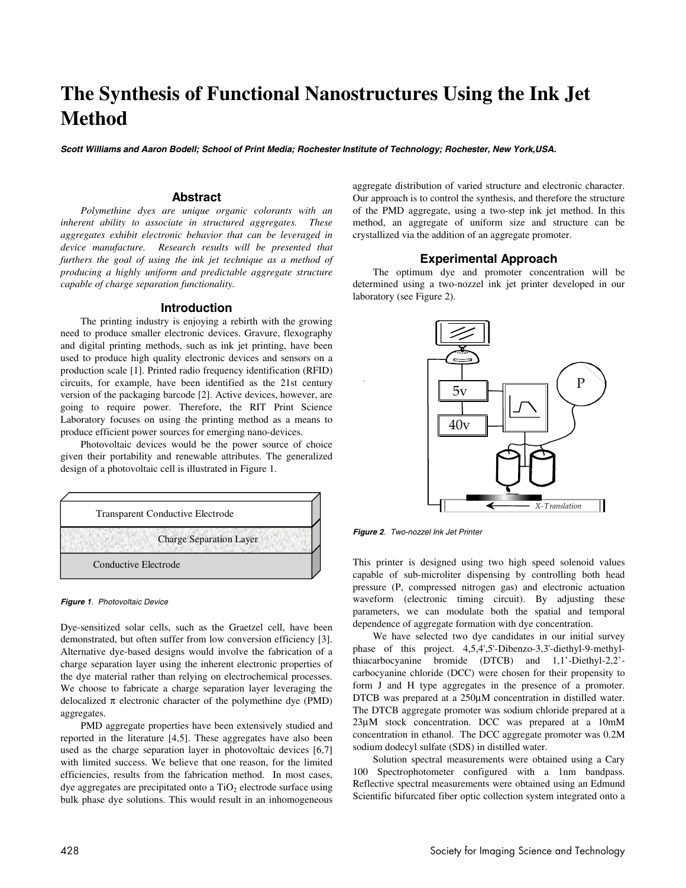# The Synthesis of Functional Nanostructures Using the Ink Jet Method

***Scott Williams and Aaron Bodell; School of Print Media; Rochester Institute of Technology; Rochester, New York,USA.***

## Abstract

*Polymethine dyes are unique organic colorants with an inherent ability to associate in structured aggregates. These aggregates exhibit electronic behavior that can be leveraged in device manufacture. Research results will be presented that furthers the goal of using the ink jet technique as a method of producing a highly uniform and predictable aggregate structure capable of charge separation functionality.*

## Introduction

The printing industry is enjoying a rebirth with the growing need to produce smaller electronic devices. Gravure, flexography and digital printing methods, such as ink jet printing, have been used to produce high quality electronic devices and sensors on a production scale [1]. Printed radio frequency identification (RFID) circuits, for example, have been identified as the 21st century version of the packaging barcode [2]. Active devices, however, are going to require power. Therefore, the RIT Print Science Laboratory focuses on using the printing method as a means to produce efficient power sources for emerging nano-devices.

Photovoltaic devices would be the power source of choice given their portability and renewable attributes. The generalized design of a photovoltaic cell is illustrated in Figure 1.

| Transparent Conductive Electrode |
|---|
| Charge Separation Layer |
| Conductive Electrode |

***Figure 1**. Photovoltaic Device*

Dye-sensitized solar cells, such as the Graetzel cell, have been demonstrated, but often suffer from low conversion efficiency [3]. Alternative dye-based designs would involve the fabrication of a charge separation layer using the inherent electronic properties of the dye material rather than relying on electrochemical processes. We choose to fabricate a charge separation layer leveraging the delocalized $\pi$ electronic character of the polymethine dye (PMD) aggregates.

PMD aggregate properties have been extensively studied and reported in the literature [4,5]. These aggregates have also been used as the charge separation layer in photovoltaic devices [6,7] with limited success. We believe that one reason, for the limited efficiencies, results from the fabrication method. In most cases, dye aggregates are precipitated onto a $TiO_2$ electrode surface using bulk phase dye solutions. This would result in an inhomogeneous aggregate distribution of varied structure and electronic character. Our approach is to control the synthesis, and therefore the structure of the PMD aggregate, using a two-step ink jet method. In this method, an aggregate of uniform size and structure can be crystallized via the addition of an aggregate promoter.

## Experimental Approach

The optimum dye and promoter concentration will be determined using a two-nozzel ink jet printer developed in our laboratory (see Figure 2).

***Figure 2**. Two-nozzel Ink Jet Printer*

This printer is designed using two high speed solenoid values capable of sub-microliter dispensing by controlling both head pressure (P, compressed nitrogen gas) and electronic actuation waveform (electronic timing circuit). By adjusting these parameters, we can modulate both the spatial and temporal dependence of aggregate formation with dye concentration.

We have selected two dye candidates in our initial survey phase of this project. 4,5,4',5'-Dibenzo-3,3'-diethyl-9-methyl-thiacarbocyanine bromide (DTCB) and 1,1'-Diethyl-2,2'-carbocyanine chloride (DCC) were chosen for their propensity to form J and H type aggregates in the presence of a promoter. DTCB was prepared at a 250µM concentration in distilled water. The DTCB aggregate promoter was sodium chloride prepared at a 23µM stock concentration. DCC was prepared at a 10mM concentration in ethanol. The DCC aggregate promoter was 0.2M sodium dodecyl sulfate (SDS) in distilled water.

Solution spectral measurements were obtained using a Cary 100 Spectrophotometer configured with a 1nm bandpass. Reflective spectral measurements were obtained using an Edmund Scientific bifurcated fiber optic collection system integrated onto a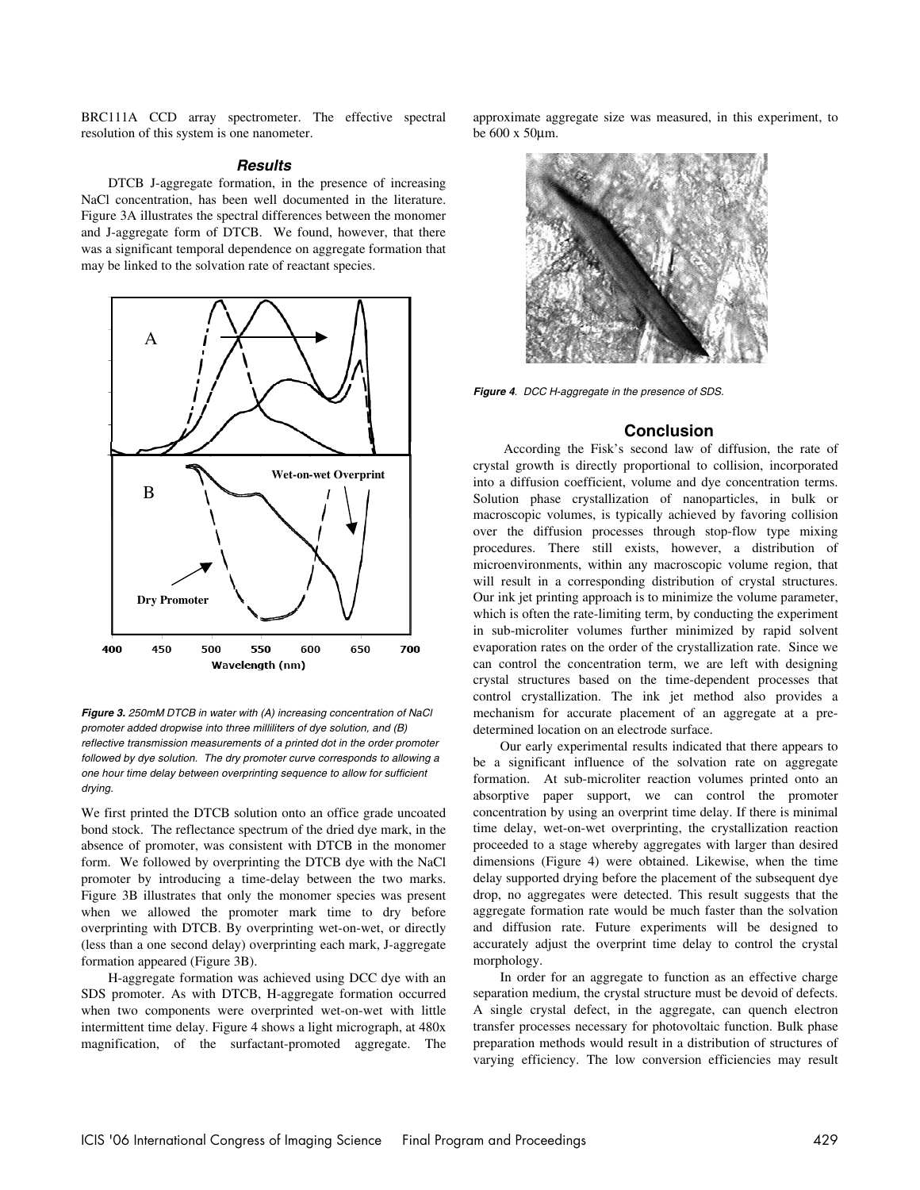BRC111A CCD array spectrometer. The effective spectral resolution of this system is one nanometer.

### *Results*

DTCB J-aggregate formation, in the presence of increasing NaCl concentration, has been well documented in the literature. Figure 3A illustrates the spectral differences between the monomer and J-aggregate form of DTCB. We found, however, that there was a significant temporal dependence on aggregate formation that may be linked to the solvation rate of reactant species.

***Figure 3.*** *250mM DTCB in water with (A) increasing concentration of NaCl promoter added dropwise into three milliliters of dye solution, and (B) reflective transmission measurements of a printed dot in the order promoter followed by dye solution. The dry promoter curve corresponds to allowing a one hour time delay between overprinting sequence to allow for sufficient drying.*

We first printed the DTCB solution onto an office grade uncoated bond stock. The reflectance spectrum of the dried dye mark, in the absence of promoter, was consistent with DTCB in the monomer form. We followed by overprinting the DTCB dye with the NaCl promoter by introducing a time-delay between the two marks. Figure 3B illustrates that only the monomer species was present when we allowed the promoter mark time to dry before overprinting with DTCB. By overprinting wet-on-wet, or directly (less than a one second delay) overprinting each mark, J-aggregate formation appeared (Figure 3B).

H-aggregate formation was achieved using DCC dye with an SDS promoter. As with DTCB, H-aggregate formation occurred when two components were overprinted wet-on-wet with little intermittent time delay. Figure 4 shows a light micrograph, at 480x magnification, of the surfactant-promoted aggregate. The approximate aggregate size was measured, in this experiment, to be 600 x 50µm.

***Figure 4****. DCC H-aggregate in the presence of SDS.*

## Conclusion

According the Fisk's second law of diffusion, the rate of crystal growth is directly proportional to collision, incorporated into a diffusion coefficient, volume and dye concentration terms. Solution phase crystallization of nanoparticles, in bulk or macroscopic volumes, is typically achieved by favoring collision over the diffusion processes through stop-flow type mixing procedures. There still exists, however, a distribution of microenvironments, within any macroscopic volume region, that will result in a corresponding distribution of crystal structures. Our ink jet printing approach is to minimize the volume parameter, which is often the rate-limiting term, by conducting the experiment in sub-microliter volumes further minimized by rapid solvent evaporation rates on the order of the crystallization rate. Since we can control the concentration term, we are left with designing crystal structures based on the time-dependent processes that control crystallization. The ink jet method also provides a mechanism for accurate placement of an aggregate at a pre-determined location on an electrode surface.

Our early experimental results indicated that there appears to be a significant influence of the solvation rate on aggregate formation. At sub-microliter reaction volumes printed onto an absorptive paper support, we can control the promoter concentration by using an overprint time delay. If there is minimal time delay, wet-on-wet overprinting, the crystallization reaction proceeded to a stage whereby aggregates with larger than desired dimensions (Figure 4) were obtained. Likewise, when the time delay supported drying before the placement of the subsequent dye drop, no aggregates were detected. This result suggests that the aggregate formation rate would be much faster than the solvation and diffusion rate. Future experiments will be designed to accurately adjust the overprint time delay to control the crystal morphology.

In order for an aggregate to function as an effective charge separation medium, the crystal structure must be devoid of defects. A single crystal defect, in the aggregate, can quench electron transfer processes necessary for photovoltaic function. Bulk phase preparation methods would result in a distribution of structures of varying efficiency. The low conversion efficiencies may result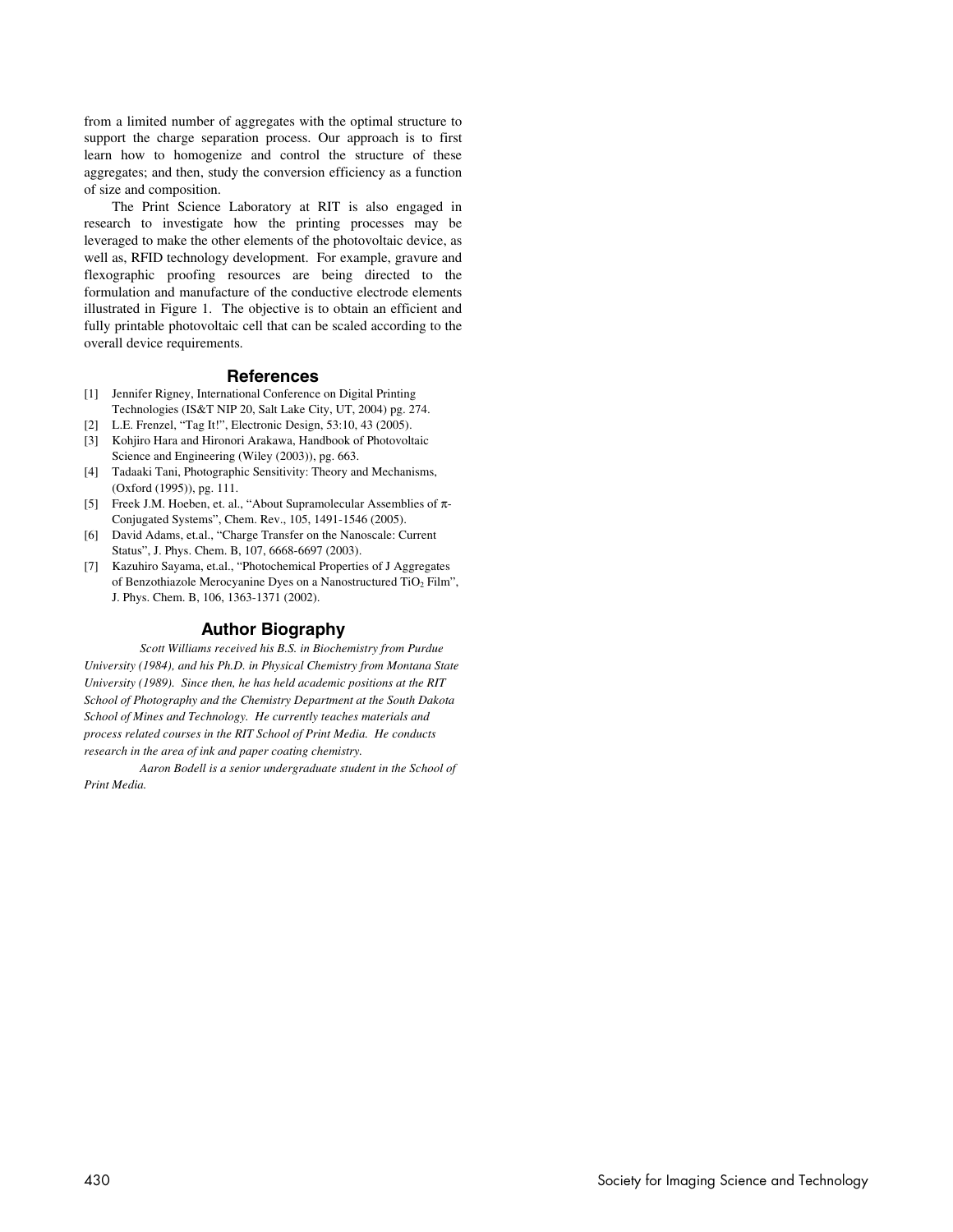from a limited number of aggregates with the optimal structure to support the charge separation process. Our approach is to first learn how to homogenize and control the structure of these aggregates; and then, study the conversion efficiency as a function of size and composition.

The Print Science Laboratory at RIT is also engaged in research to investigate how the printing processes may be leveraged to make the other elements of the photovoltaic device, as well as, RFID technology development. For example, gravure and flexographic proofing resources are being directed to the formulation and manufacture of the conductive electrode elements illustrated in Figure 1. The objective is to obtain an efficient and fully printable photovoltaic cell that can be scaled according to the overall device requirements.

## References

[1] Jennifer Rigney, International Conference on Digital Printing Technologies (IS&T NIP 20, Salt Lake City, UT, 2004) pg. 274.

[2] L.E. Frenzel, "Tag It!", Electronic Design, 53:10, 43 (2005).

[3] Kohjiro Hara and Hironori Arakawa, Handbook of Photovoltaic Science and Engineering (Wiley (2003)), pg. 663.

[4] Tadaaki Tani, Photographic Sensitivity: Theory and Mechanisms, (Oxford (1995)), pg. 111.

[5] Freek J.M. Hoeben, et. al., "About Supramolecular Assemblies of π-Conjugated Systems", Chem. Rev., 105, 1491-1546 (2005).

[6] David Adams, et.al., "Charge Transfer on the Nanoscale: Current Status", J. Phys. Chem. B, 107, 6668-6697 (2003).

[7] Kazuhiro Sayama, et.al., "Photochemical Properties of J Aggregates of Benzothiazole Merocyanine Dyes on a Nanostructured $TiO_2$ Film", J. Phys. Chem. B, 106, 1363-1371 (2002).

## Author Biography

*Scott Williams received his B.S. in Biochemistry from Purdue University (1984), and his Ph.D. in Physical Chemistry from Montana State University (1989). Since then, he has held academic positions at the RIT School of Photography and the Chemistry Department at the South Dakota School of Mines and Technology. He currently teaches materials and process related courses in the RIT School of Print Media. He conducts research in the area of ink and paper coating chemistry.*

*Aaron Bodell is a senior undergraduate student in the School of Print Media.*